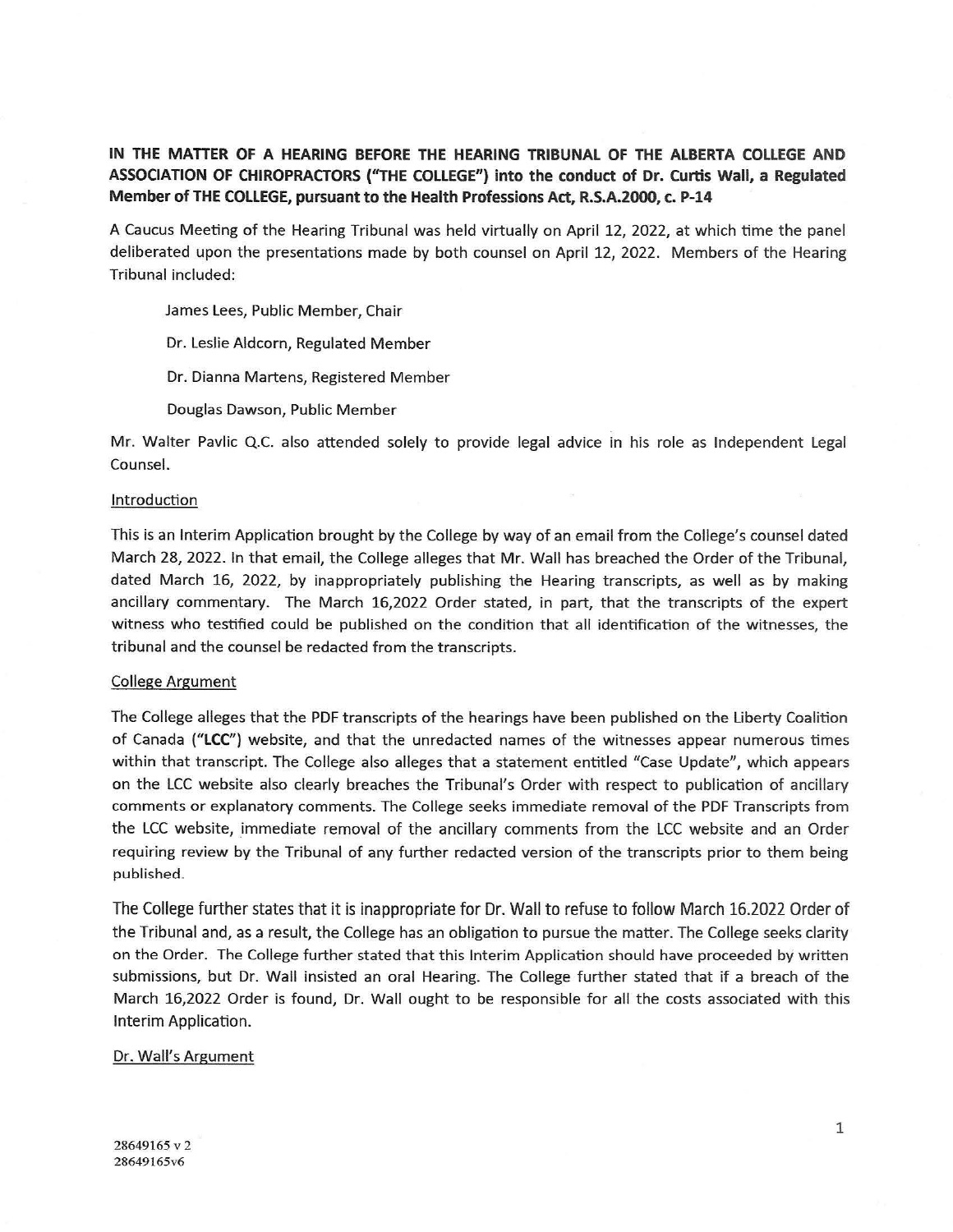**IN THE MATTER OF A HEARING BEFORE THE HEARING TRIBUNAL OF THE ALBERTA COLLEGE AND ASSOCIATION OF CHIROPRACTORS ("THE COLLEGE") into the conduct of Dr. Curtis Wall, a Regulated Member of THE COLLEGE, pursuant to the Health Professions Act, R.S.A.2000, c. P-14**

A Caucus Meeting of the Hearing Tribunal was held virtually on April 12, 2022, at which time the panel deliberated upon the presentations made by both counsel on April 12, 2022. Members of the Hearing Tribunal included:

James Lees, Public Member, Chair

Dr. Leslie Aldcorn, Regulated Member

Dr. Dianna Martens, Registered Member

Douglas Dawson, Public Member

Mr. Walter Pavlic Q.C. also attended solely to provide legal advice in his role as Independent Legal Counsel.

## Introduction

This is an Interim Application brought by the College by way of an email from the College's counsel dated March 28, 2022. In that email, the College alleges that Mr. Wall has breached the Order of the Tribunal, dated March 16, 2022, by inappropriately publishing the Hearing transcripts, as well as by making ancillary commentary. The March 16,2022 Order stated, in part, that the transcripts of the expert witness who testified could be published on the condition that all identification of the witnesses, the tribunal and the counsel be redacted from the transcripts.

## College Argument

The College alleges that the PDF transcripts of the hearings have been published on the Liberty Coalition of Canada (**"LCC"**) website, and that the unredacted names of the witnesses appear numerous times within that transcript. The College also alleges that a statement entitled "Case Update", which appears on the LCC website also clearly breaches the Tribunal's Order with respect to publication of ancillary comments or explanatory comments. The College seeks immediate removal of the PDF Transcripts from the LCC website, immediate removal of the ancillary comments from the LCC website and an Order requiring review by the Tribunal of any further redacted version of the transcripts prior to them being published.

The College further states that it is inappropriate for Dr. Wall to refuse to follow March 16.2022 Order of the Tribunal and, as a result, the College has an obligation to pursue the matter. The College seeks clarity on the Order. The College further stated that this Interim Application should have proceeded by written submissions, but Dr. Wall insisted an oral Hearing. The College further stated that if a breach of the March 16,2022 Order is found, Dr. Wall ought to be responsible for all the costs associated with this Interim Application.

## Dr. Wall's Argument

28649165 v 2
28649165v6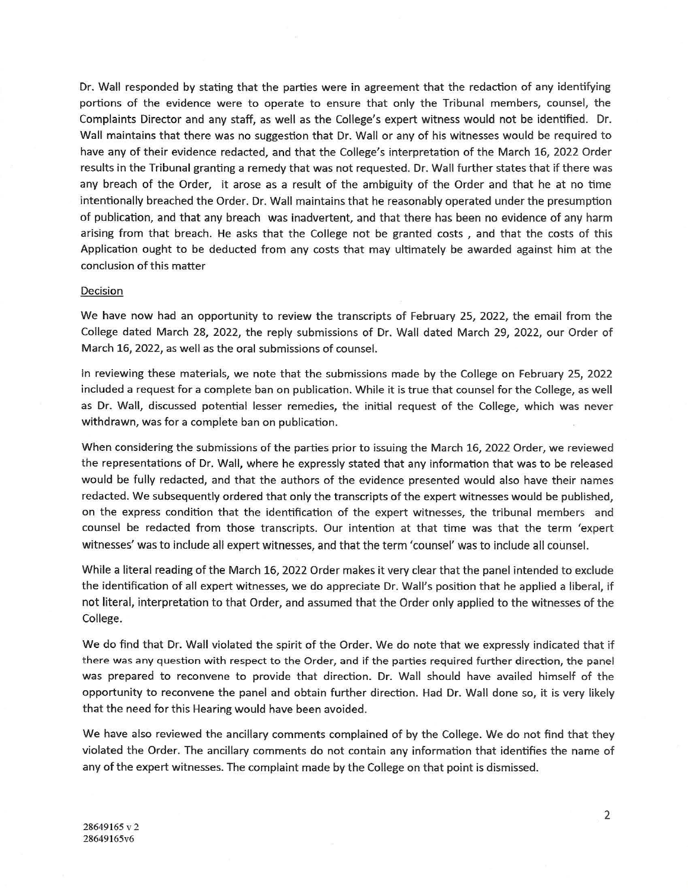Dr. Wall responded by stating that the parties were in agreement that the redaction of any identifying portions of the evidence were to operate to ensure that only the Tribunal members, counsel, the Complaints Director and any staff, as well as the College's expert witness would not be identified. Dr. Wall maintains that there was no suggestion that Dr. Wall or any of his witnesses would be required to have any of their evidence redacted, and that the College's interpretation of the March 16, 2022 Order results in the Tribunal granting a remedy that was not requested. Dr. Wall further states that if there was any breach of the Order, it arose as a result of the ambiguity of the Order and that he at no time intentionally breached the Order. Dr. Wall maintains that he reasonably operated under the presumption of publication, and that any breach was inadvertent, and that there has been no evidence of any harm arising from that breach. He asks that the College not be granted costs , and that the costs of this Application ought to be deducted from any costs that may ultimately be awarded against him at the conclusion of this matter

Decision

We have now had an opportunity to review the transcripts of February 25, 2022, the email from the College dated March 28, 2022, the reply submissions of Dr. Wall dated March 29, 2022, our Order of March 16, 2022, as well as the oral submissions of counsel.

In reviewing these materials, we note that the submissions made by the College on February 25, 2022 included a request for a complete ban on publication. While it is true that counsel for the College, as well as Dr. Wall, discussed potential lesser remedies, the initial request of the College, which was never withdrawn, was for a complete ban on publication.

When considering the submissions of the parties prior to issuing the March 16, 2022 Order, we reviewed the representations of Dr. Wall, where he expressly stated that any information that was to be released would be fully redacted, and that the authors of the evidence presented would also have their names redacted. We subsequently ordered that only the transcripts of the expert witnesses would be published, on the express condition that the identification of the expert witnesses, the tribunal members and counsel be redacted from those transcripts. Our intention at that time was that the term 'expert witnesses' was to include all expert witnesses, and that the term 'counsel' was to include all counsel.

While a literal reading of the March 16, 2022 Order makes it very clear that the panel intended to exclude the identification of all expert witnesses, we do appreciate Dr. Wall's position that he applied a liberal, if not literal, interpretation to that Order, and assumed that the Order only applied to the witnesses of the College.

We do find that Dr. Wall violated the spirit of the Order. We do note that we expressly indicated that if there was any question with respect to the Order, and if the parties required further direction, the panel was prepared to reconvene to provide that direction. Dr. Wall should have availed himself of the opportunity to reconvene the panel and obtain further direction. Had Dr. Wall done so, it is very likely that the need for this Hearing would have been avoided.

We have also reviewed the ancillary comments complained of by the College. We do not find that they violated the Order. The ancillary comments do not contain any information that identifies the name of any of the expert witnesses. The complaint made by the College on that point is dismissed.

28649165 v 2
28649165v6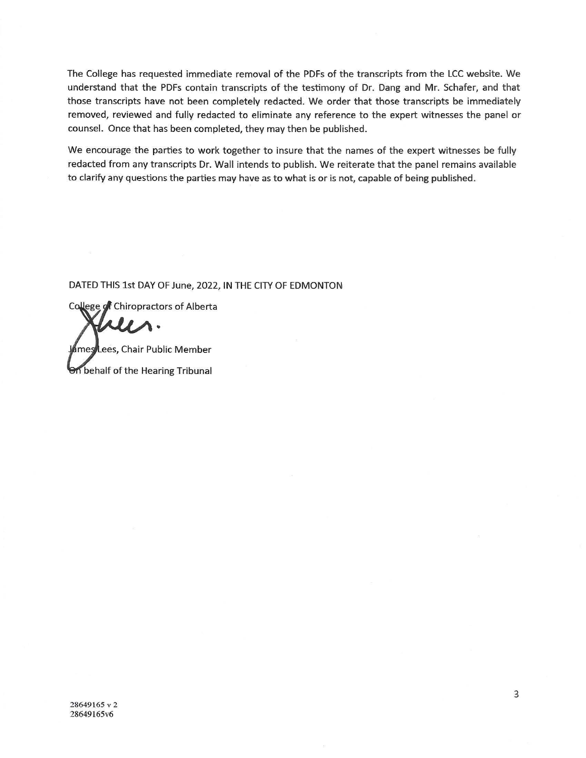The College has requested immediate removal of the PDFs of the transcripts from the LCC website. We understand that the PDFs contain transcripts of the testimony of Dr. Dang and Mr. Schafer, and that those transcripts have not been completely redacted. We order that those transcripts be immediately removed, reviewed and fully redacted to eliminate any reference to the expert witnesses the panel or counsel. Once that has been completed, they may then be published.

We encourage the parties to work together to insure that the names of the expert witnesses be fully redacted from any transcripts Dr. Wall intends to publish. We reiterate that the panel remains available to clarify any questions the parties may have as to what is or is not, capable of being published.

DATED THIS 1st DAY OF June, 2022, IN THE CITY OF EDMONTON

College of Chiropractors of Alberta

James Lees, Chair Public Member

On behalf of the Hearing Tribunal

28649165 v 2
28649165v6